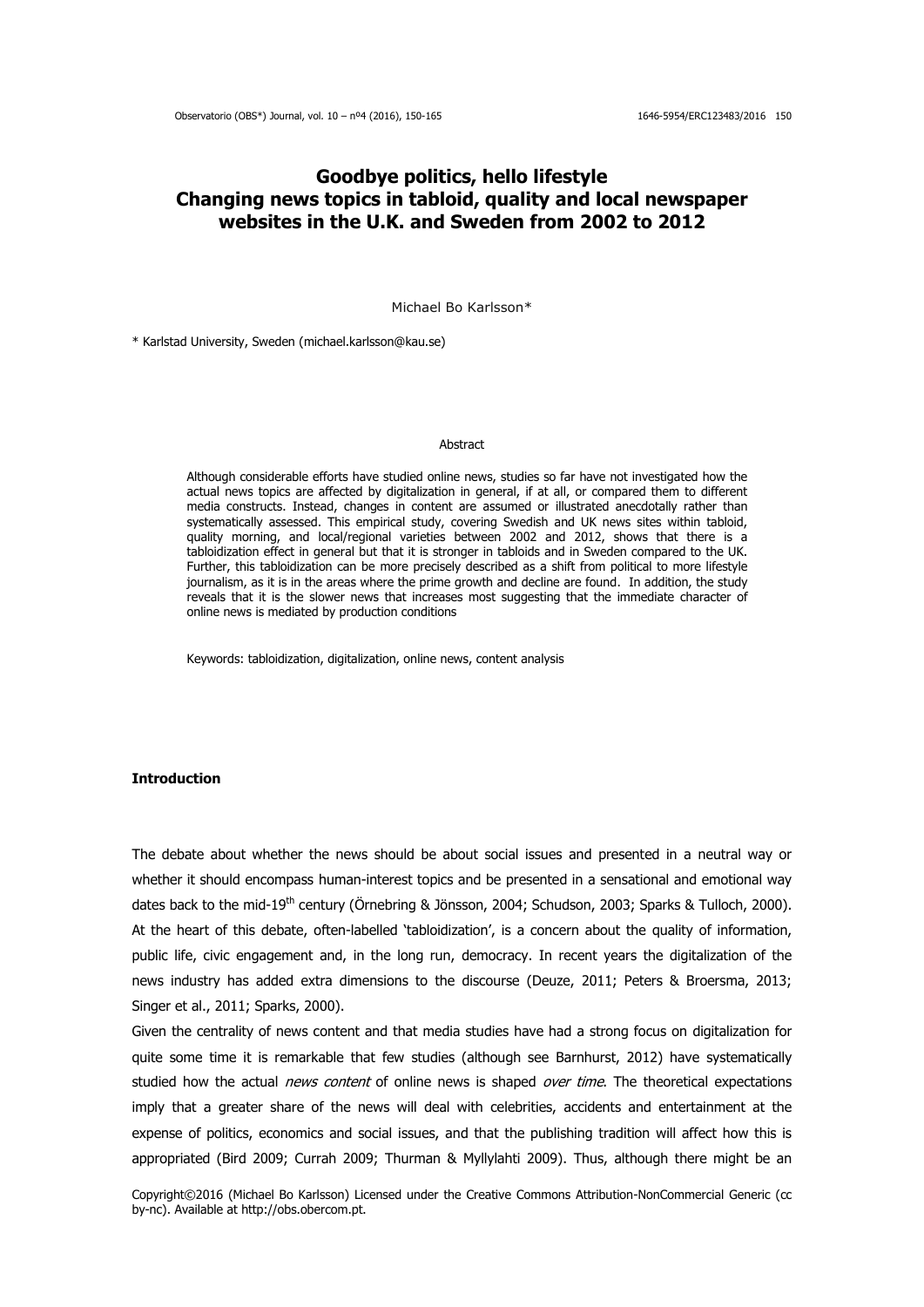# Goodbye politics, hello lifestyle
# Changing news topics in tabloid, quality and local newspaper websites in the U.K. and Sweden from 2002 to 2012

Michael Bo Karlsson*

\* Karlstad University, Sweden (michael.karlsson@kau.se)

### Abstract

Although considerable efforts have studied online news, studies so far have not investigated how the actual news topics are affected by digitalization in general, if at all, or compared them to different media constructs. Instead, changes in content are assumed or illustrated anecdotally rather than systematically assessed. This empirical study, covering Swedish and UK news sites within tabloid, quality morning, and local/regional varieties between 2002 and 2012, shows that there is a tabloidization effect in general but that it is stronger in tabloids and in Sweden compared to the UK. Further, this tabloidization can be more precisely described as a shift from political to more lifestyle journalism, as it is in the areas where the prime growth and decline are found. In addition, the study reveals that it is the slower news that increases most suggesting that the immediate character of online news is mediated by production conditions

Keywords: tabloidization, digitalization, online news, content analysis

## Introduction

The debate about whether the news should be about social issues and presented in a neutral way or whether it should encompass human-interest topics and be presented in a sensational and emotional way dates back to the mid-19th century (Örnebring & Jönsson, 2004; Schudson, 2003; Sparks & Tulloch, 2000). At the heart of this debate, often-labelled 'tabloidization', is a concern about the quality of information, public life, civic engagement and, in the long run, democracy. In recent years the digitalization of the news industry has added extra dimensions to the discourse (Deuze, 2011; Peters & Broersma, 2013; Singer et al., 2011; Sparks, 2000).

Given the centrality of news content and that media studies have had a strong focus on digitalization for quite some time it is remarkable that few studies (although see Barnhurst, 2012) have systematically studied how the actual *news content* of online news is shaped *over time*. The theoretical expectations imply that a greater share of the news will deal with celebrities, accidents and entertainment at the expense of politics, economics and social issues, and that the publishing tradition will affect how this is appropriated (Bird 2009; Curran 2009; Thurman & Myllylahti 2009). Thus, although there might be an

Copyright©2016 (Michael Bo Karlsson) Licensed under the Creative Commons Attribution-NonCommercial Generic (cc by-nc). Available at http://obs.obercom.pt.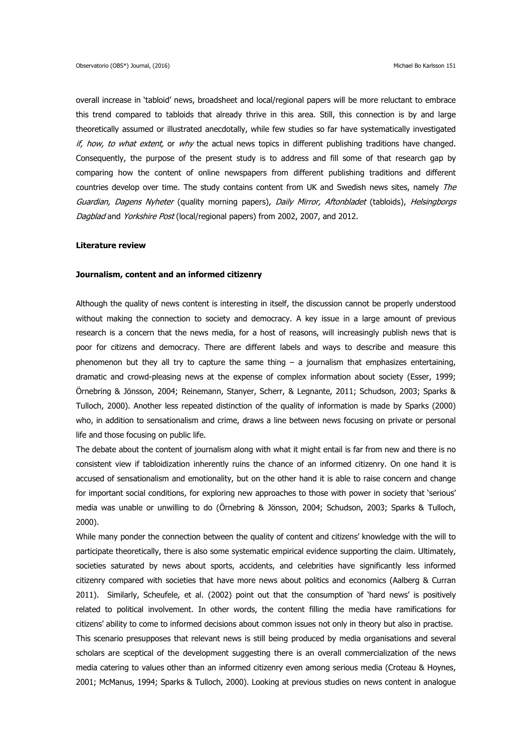overall increase in 'tabloid' news, broadsheet and local/regional papers will be more reluctant to embrace this trend compared to tabloids that already thrive in this area. Still, this connection is by and large theoretically assumed or illustrated anecdotally, while few studies so far have systematically investigated *if, how, to what extent,* or *why* the actual news topics in different publishing traditions have changed. Consequently, the purpose of the present study is to address and fill some of that research gap by comparing how the content of online newspapers from different publishing traditions and different countries develop over time. The study contains content from UK and Swedish news sites, namely *The Guardian, Dagens Nyheter* (quality morning papers), *Daily Mirror, Aftonbladet* (tabloids), *Helsingborgs Dagblad* and *Yorkshire Post* (local/regional papers) from 2002, 2007, and 2012.

### Literature review

### Journalism, content and an informed citizenry

Although the quality of news content is interesting in itself, the discussion cannot be properly understood without making the connection to society and democracy. A key issue in a large amount of previous research is a concern that the news media, for a host of reasons, will increasingly publish news that is poor for citizens and democracy. There are different labels and ways to describe and measure this phenomenon but they all try to capture the same thing – a journalism that emphasizes entertaining, dramatic and crowd-pleasing news at the expense of complex information about society (Esser, 1999; Örnebring & Jönsson, 2004; Reinemann, Stanyer, Scherr, & Legnante, 2011; Schudson, 2003; Sparks & Tulloch, 2000). Another less repeated distinction of the quality of information is made by Sparks (2000) who, in addition to sensationalism and crime, draws a line between news focusing on private or personal life and those focusing on public life.

The debate about the content of journalism along with what it might entail is far from new and there is no consistent view if tabloidization inherently ruins the chance of an informed citizenry. On one hand it is accused of sensationalism and emotionality, but on the other hand it is able to raise concern and change for important social conditions, for exploring new approaches to those with power in society that 'serious' media was unable or unwilling to do (Örnebring & Jönsson, 2004; Schudson, 2003; Sparks & Tulloch, 2000).

While many ponder the connection between the quality of content and citizens' knowledge with the will to participate theoretically, there is also some systematic empirical evidence supporting the claim. Ultimately, societies saturated by news about sports, accidents, and celebrities have significantly less informed citizenry compared with societies that have more news about politics and economics (Aalberg & Curran 2011). Similarly, Scheufele, et al. (2002) point out that the consumption of 'hard news' is positively related to political involvement. In other words, the content filling the media have ramifications for citizens' ability to come to informed decisions about common issues not only in theory but also in practise.

This scenario presupposes that relevant news is still being produced by media organisations and several scholars are sceptical of the development suggesting there is an overall commercialization of the news media catering to values other than an informed citizenry even among serious media (Croteau & Hoynes, 2001; McManus, 1994; Sparks & Tulloch, 2000). Looking at previous studies on news content in analogue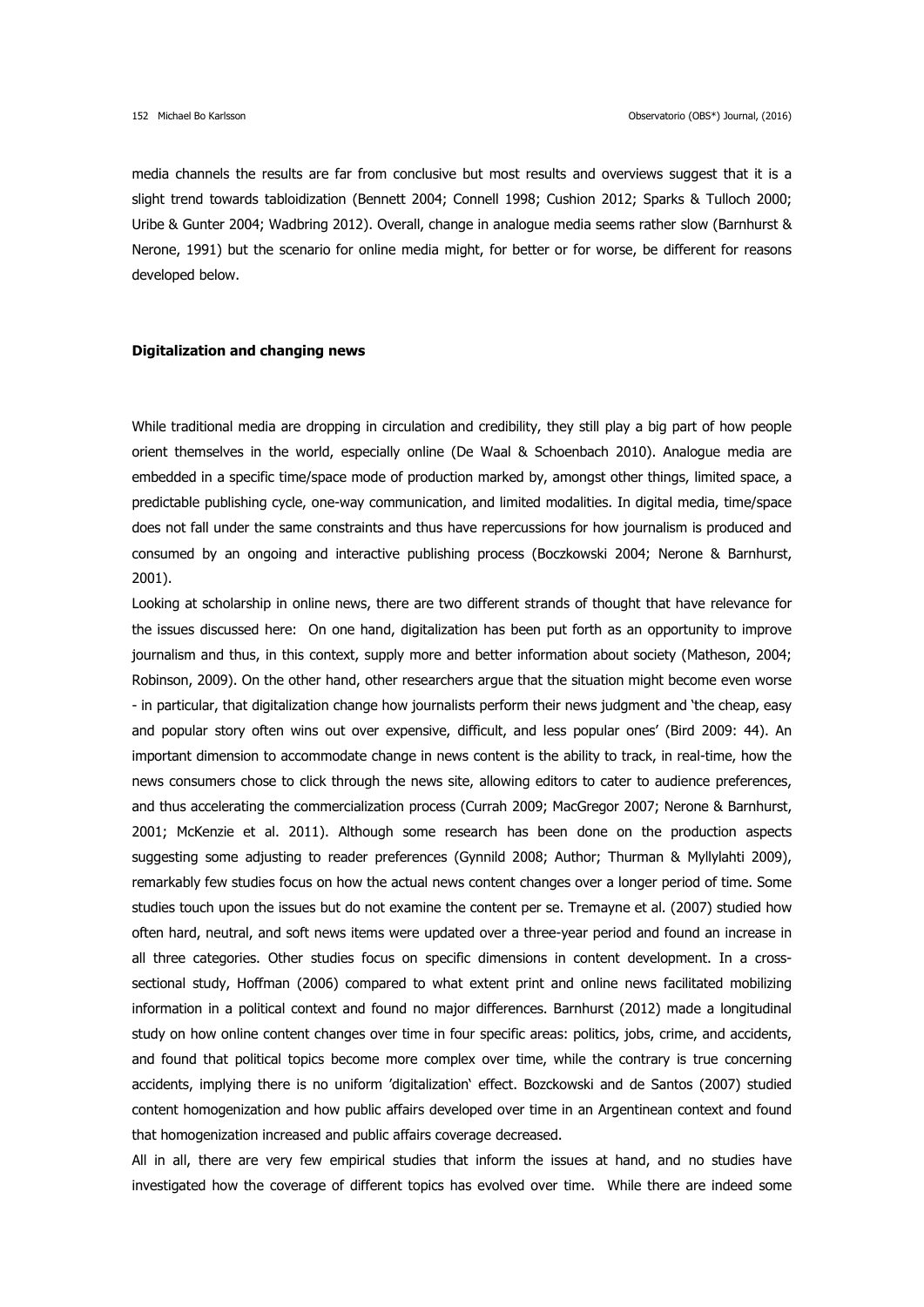media channels the results are far from conclusive but most results and overviews suggest that it is a slight trend towards tabloidization (Bennett 2004; Connell 1998; Cushion 2012; Sparks & Tulloch 2000; Uribe & Gunter 2004; Wadbring 2012). Overall, change in analogue media seems rather slow (Barnhurst & Nerone, 1991) but the scenario for online media might, for better or for worse, be different for reasons developed below.

**Digitalization and changing news**

While traditional media are dropping in circulation and credibility, they still play a big part of how people orient themselves in the world, especially online (De Waal & Schoenbach 2010). Analogue media are embedded in a specific time/space mode of production marked by, amongst other things, limited space, a predictable publishing cycle, one-way communication, and limited modalities. In digital media, time/space does not fall under the same constraints and thus have repercussions for how journalism is produced and consumed by an ongoing and interactive publishing process (Boczkowski 2004; Nerone & Barnhurst, 2001).

Looking at scholarship in online news, there are two different strands of thought that have relevance for the issues discussed here: On one hand, digitalization has been put forth as an opportunity to improve journalism and thus, in this context, supply more and better information about society (Matheson, 2004; Robinson, 2009). On the other hand, other researchers argue that the situation might become even worse - in particular, that digitalization change how journalists perform their news judgment and 'the cheap, easy and popular story often wins out over expensive, difficult, and less popular ones' (Bird 2009: 44). An important dimension to accommodate change in news content is the ability to track, in real-time, how the news consumers chose to click through the news site, allowing editors to cater to audience preferences, and thus accelerating the commercialization process (Currah 2009; MacGregor 2007; Nerone & Barnhurst, 2001; McKenzie et al. 2011). Although some research has been done on the production aspects suggesting some adjusting to reader preferences (Gynnild 2008; Author; Thurman & Myllylahti 2009), remarkably few studies focus on how the actual news content changes over a longer period of time. Some studies touch upon the issues but do not examine the content per se. Tremayne et al. (2007) studied how often hard, neutral, and soft news items were updated over a three-year period and found an increase in all three categories. Other studies focus on specific dimensions in content development. In a cross-sectional study, Hoffman (2006) compared to what extent print and online news facilitated mobilizing information in a political context and found no major differences. Barnhurst (2012) made a longitudinal study on how online content changes over time in four specific areas: politics, jobs, crime, and accidents, and found that political topics become more complex over time, while the contrary is true concerning accidents, implying there is no uniform 'digitalization' effect. Bozckowski and de Santos (2007) studied content homogenization and how public affairs developed over time in an Argentinean context and found that homogenization increased and public affairs coverage decreased.

All in all, there are very few empirical studies that inform the issues at hand, and no studies have investigated how the coverage of different topics has evolved over time. While there are indeed some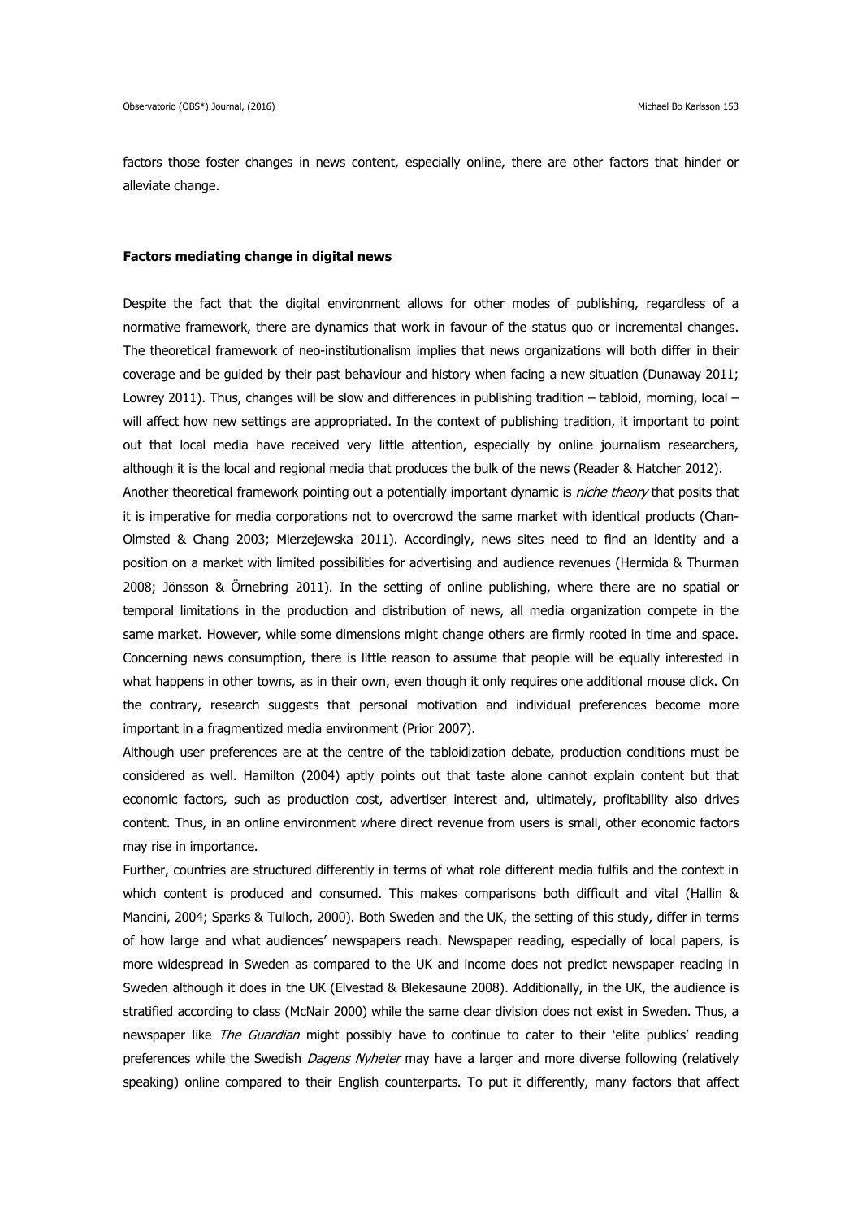factors those foster changes in news content, especially online, there are other factors that hinder or alleviate change.

## Factors mediating change in digital news

Despite the fact that the digital environment allows for other modes of publishing, regardless of a normative framework, there are dynamics that work in favour of the status quo or incremental changes. The theoretical framework of neo-institutionalism implies that news organizations will both differ in their coverage and be guided by their past behaviour and history when facing a new situation (Dunaway 2011; Lowrey 2011). Thus, changes will be slow and differences in publishing tradition – tabloid, morning, local – will affect how new settings are appropriated. In the context of publishing tradition, it important to point out that local media have received very little attention, especially by online journalism researchers, although it is the local and regional media that produces the bulk of the news (Reader & Hatcher 2012).

Another theoretical framework pointing out a potentially important dynamic is *niche theory* that posits that it is imperative for media corporations not to overcrowd the same market with identical products (Chan-Olmsted & Chang 2003; Mierzejewska 2011). Accordingly, news sites need to find an identity and a position on a market with limited possibilities for advertising and audience revenues (Hermida & Thurman 2008; Jönsson & Örnebring 2011). In the setting of online publishing, where there are no spatial or temporal limitations in the production and distribution of news, all media organization compete in the same market. However, while some dimensions might change others are firmly rooted in time and space. Concerning news consumption, there is little reason to assume that people will be equally interested in what happens in other towns, as in their own, even though it only requires one additional mouse click. On the contrary, research suggests that personal motivation and individual preferences become more important in a fragmentized media environment (Prior 2007).

Although user preferences are at the centre of the tabloidization debate, production conditions must be considered as well. Hamilton (2004) aptly points out that taste alone cannot explain content but that economic factors, such as production cost, advertiser interest and, ultimately, profitability also drives content. Thus, in an online environment where direct revenue from users is small, other economic factors may rise in importance.

Further, countries are structured differently in terms of what role different media fulfils and the context in which content is produced and consumed. This makes comparisons both difficult and vital (Hallin & Mancini, 2004; Sparks & Tulloch, 2000). Both Sweden and the UK, the setting of this study, differ in terms of how large and what audiences' newspapers reach. Newspaper reading, especially of local papers, is more widespread in Sweden as compared to the UK and income does not predict newspaper reading in Sweden although it does in the UK (Elvestad & Blekesaune 2008). Additionally, in the UK, the audience is stratified according to class (McNair 2000) while the same clear division does not exist in Sweden. Thus, a newspaper like *The Guardian* might possibly have to continue to cater to their 'elite publics' reading preferences while the Swedish *Dagens Nyheter* may have a larger and more diverse following (relatively speaking) online compared to their English counterparts. To put it differently, many factors that affect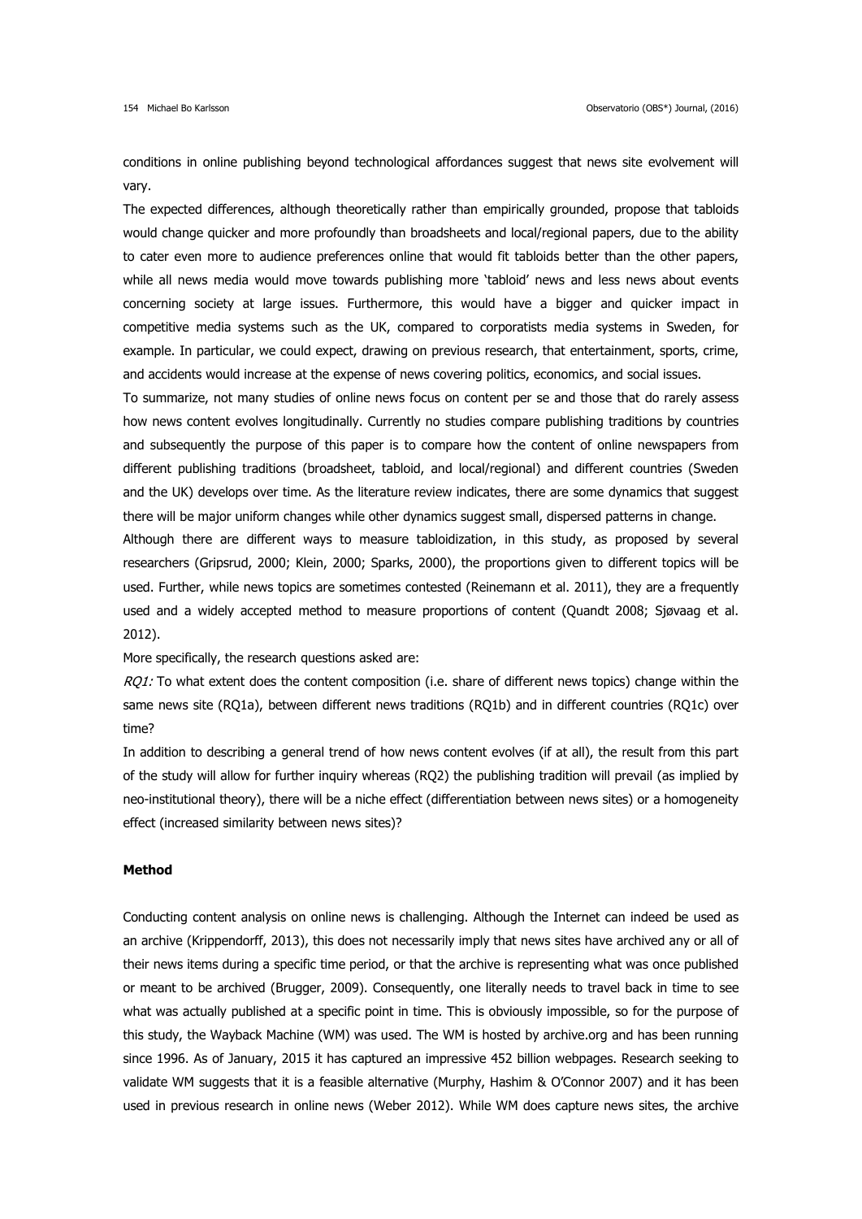conditions in online publishing beyond technological affordances suggest that news site evolvement will vary.

The expected differences, although theoretically rather than empirically grounded, propose that tabloids would change quicker and more profoundly than broadsheets and local/regional papers, due to the ability to cater even more to audience preferences online that would fit tabloids better than the other papers, while all news media would move towards publishing more 'tabloid' news and less news about events concerning society at large issues. Furthermore, this would have a bigger and quicker impact in competitive media systems such as the UK, compared to corporatists media systems in Sweden, for example. In particular, we could expect, drawing on previous research, that entertainment, sports, crime, and accidents would increase at the expense of news covering politics, economics, and social issues.

To summarize, not many studies of online news focus on content per se and those that do rarely assess how news content evolves longitudinally. Currently no studies compare publishing traditions by countries and subsequently the purpose of this paper is to compare how the content of online newspapers from different publishing traditions (broadsheet, tabloid, and local/regional) and different countries (Sweden and the UK) develops over time. As the literature review indicates, there are some dynamics that suggest there will be major uniform changes while other dynamics suggest small, dispersed patterns in change.

Although there are different ways to measure tabloidization, in this study, as proposed by several researchers (Gripsrud, 2000; Klein, 2000; Sparks, 2000), the proportions given to different topics will be used. Further, while news topics are sometimes contested (Reinemann et al. 2011), they are a frequently used and a widely accepted method to measure proportions of content (Quandt 2008; Sjøvaag et al. 2012).

More specifically, the research questions asked are:

*RQ1:* To what extent does the content composition (i.e. share of different news topics) change within the same news site (RQ1a), between different news traditions (RQ1b) and in different countries (RQ1c) over time?

In addition to describing a general trend of how news content evolves (if at all), the result from this part of the study will allow for further inquiry whereas (RQ2) the publishing tradition will prevail (as implied by neo-institutional theory), there will be a niche effect (differentiation between news sites) or a homogeneity effect (increased similarity between news sites)?

## Method

Conducting content analysis on online news is challenging. Although the Internet can indeed be used as an archive (Krippendorff, 2013), this does not necessarily imply that news sites have archived any or all of their news items during a specific time period, or that the archive is representing what was once published or meant to be archived (Brugger, 2009). Consequently, one literally needs to travel back in time to see what was actually published at a specific point in time. This is obviously impossible, so for the purpose of this study, the Wayback Machine (WM) was used. The WM is hosted by archive.org and has been running since 1996. As of January, 2015 it has captured an impressive 452 billion webpages. Research seeking to validate WM suggests that it is a feasible alternative (Murphy, Hashim & O'Connor 2007) and it has been used in previous research in online news (Weber 2012). While WM does capture news sites, the archive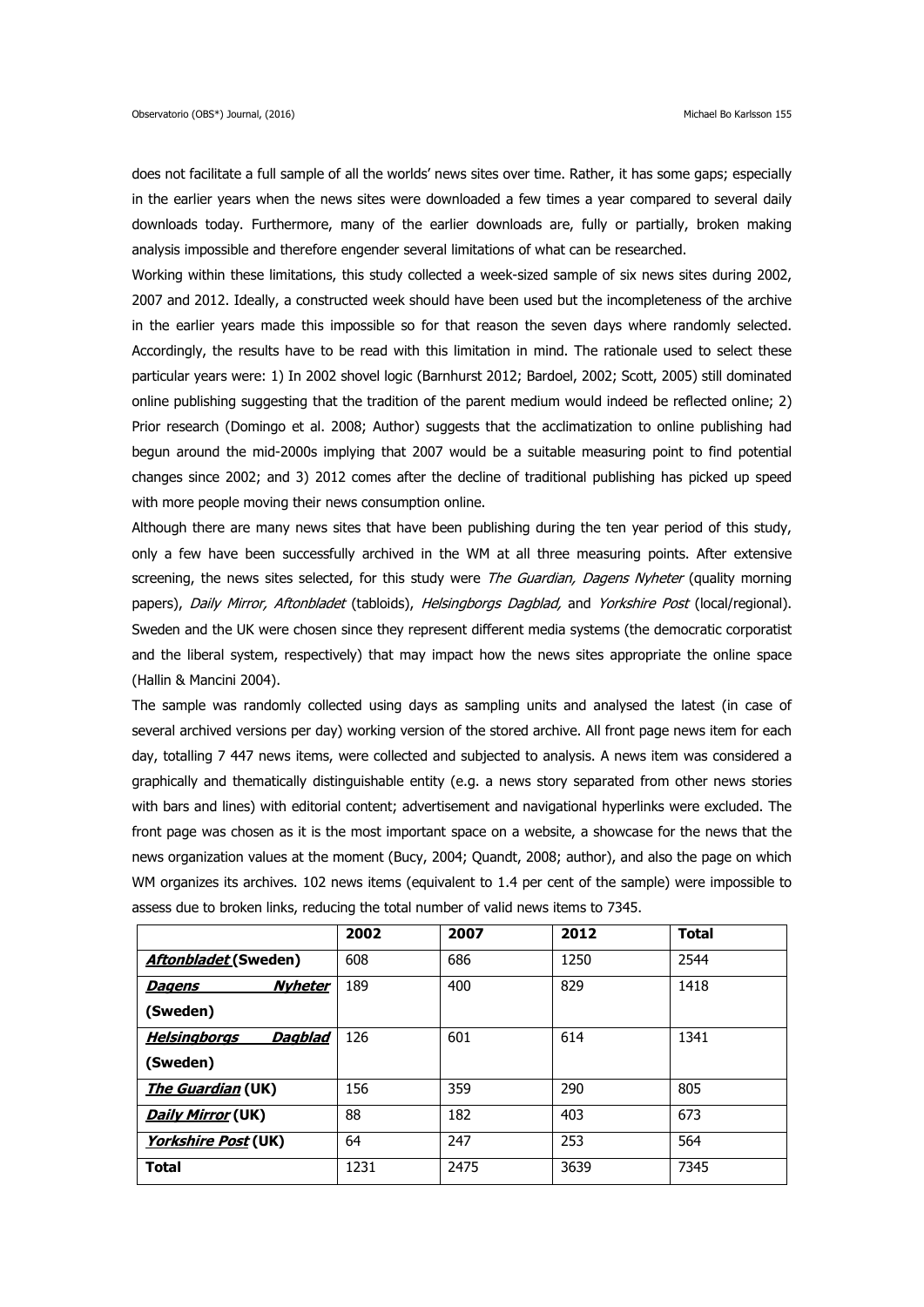does not facilitate a full sample of all the worlds' news sites over time. Rather, it has some gaps; especially in the earlier years when the news sites were downloaded a few times a year compared to several daily downloads today. Furthermore, many of the earlier downloads are, fully or partially, broken making analysis impossible and therefore engender several limitations of what can be researched.

Working within these limitations, this study collected a week-sized sample of six news sites during 2002, 2007 and 2012. Ideally, a constructed week should have been used but the incompleteness of the archive in the earlier years made this impossible so for that reason the seven days where randomly selected. Accordingly, the results have to be read with this limitation in mind. The rationale used to select these particular years were: 1) In 2002 shovel logic (Barnhurst 2012; Bardoel, 2002; Scott, 2005) still dominated online publishing suggesting that the tradition of the parent medium would indeed be reflected online; 2) Prior research (Domingo et al. 2008; Author) suggests that the acclimatization to online publishing had begun around the mid-2000s implying that 2007 would be a suitable measuring point to find potential changes since 2002; and 3) 2012 comes after the decline of traditional publishing has picked up speed with more people moving their news consumption online.

Although there are many news sites that have been publishing during the ten year period of this study, only a few have been successfully archived in the WM at all three measuring points. After extensive screening, the news sites selected, for this study were *The Guardian, Dagens Nyheter* (quality morning papers), *Daily Mirror, Aftonbladet* (tabloids), *Helsingborgs Dagblad,* and *Yorkshire Post* (local/regional). Sweden and the UK were chosen since they represent different media systems (the democratic corporatist and the liberal system, respectively) that may impact how the news sites appropriate the online space (Hallin & Mancini 2004).

The sample was randomly collected using days as sampling units and analysed the latest (in case of several archived versions per day) working version of the stored archive. All front page news item for each day, totalling 7 447 news items, were collected and subjected to analysis. A news item was considered a graphically and thematically distinguishable entity (e.g. a news story separated from other news stories with bars and lines) with editorial content; advertisement and navigational hyperlinks were excluded. The front page was chosen as it is the most important space on a website, a showcase for the news that the news organization values at the moment (Bucy, 2004; Quandt, 2008; author), and also the page on which WM organizes its archives. 102 news items (equivalent to 1.4 per cent of the sample) were impossible to assess due to broken links, reducing the total number of valid news items to 7345.

| | **2002** | **2007** | **2012** | **Total** |
|---|---|---|---|---|
| ***Aftonbladet* (Sweden)** | 608 | 686 | 1250 | 2544 |
| ***Dagens Nyheter* (Sweden)** | 189 | 400 | 829 | 1418 |
| ***Helsingborgs Dagblad* (Sweden)** | 126 | 601 | 614 | 1341 |
| ***The Guardian* (UK)** | 156 | 359 | 290 | 805 |
| ***Daily Mirror* (UK)** | 88 | 182 | 403 | 673 |
| ***Yorkshire Post* (UK)** | 64 | 247 | 253 | 564 |
| **Total** | 1231 | 2475 | 3639 | 7345 |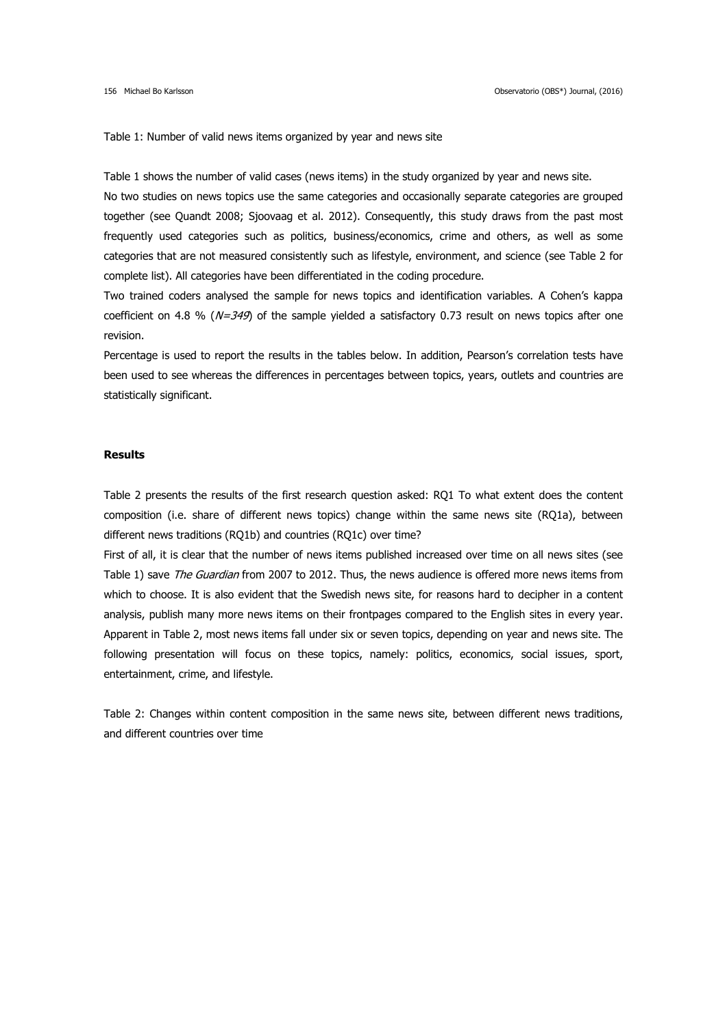Table 1: Number of valid news items organized by year and news site

Table 1 shows the number of valid cases (news items) in the study organized by year and news site.

No two studies on news topics use the same categories and occasionally separate categories are grouped together (see Quandt 2008; Sjoovaag et al. 2012). Consequently, this study draws from the past most frequently used categories such as politics, business/economics, crime and others, as well as some categories that are not measured consistently such as lifestyle, environment, and science (see Table 2 for complete list). All categories have been differentiated in the coding procedure.

Two trained coders analysed the sample for news topics and identification variables. A Cohen's kappa coefficient on 4.8 % (*N=349*) of the sample yielded a satisfactory 0.73 result on news topics after one revision.

Percentage is used to report the results in the tables below. In addition, Pearson's correlation tests have been used to see whereas the differences in percentages between topics, years, outlets and countries are statistically significant.

**Results**

Table 2 presents the results of the first research question asked: RQ1 To what extent does the content composition (i.e. share of different news topics) change within the same news site (RQ1a), between different news traditions (RQ1b) and countries (RQ1c) over time?

First of all, it is clear that the number of news items published increased over time on all news sites (see Table 1) save *The Guardian* from 2007 to 2012. Thus, the news audience is offered more news items from which to choose. It is also evident that the Swedish news site, for reasons hard to decipher in a content analysis, publish many more news items on their frontpages compared to the English sites in every year. Apparent in Table 2, most news items fall under six or seven topics, depending on year and news site. The following presentation will focus on these topics, namely: politics, economics, social issues, sport, entertainment, crime, and lifestyle.

Table 2: Changes within content composition in the same news site, between different news traditions, and different countries over time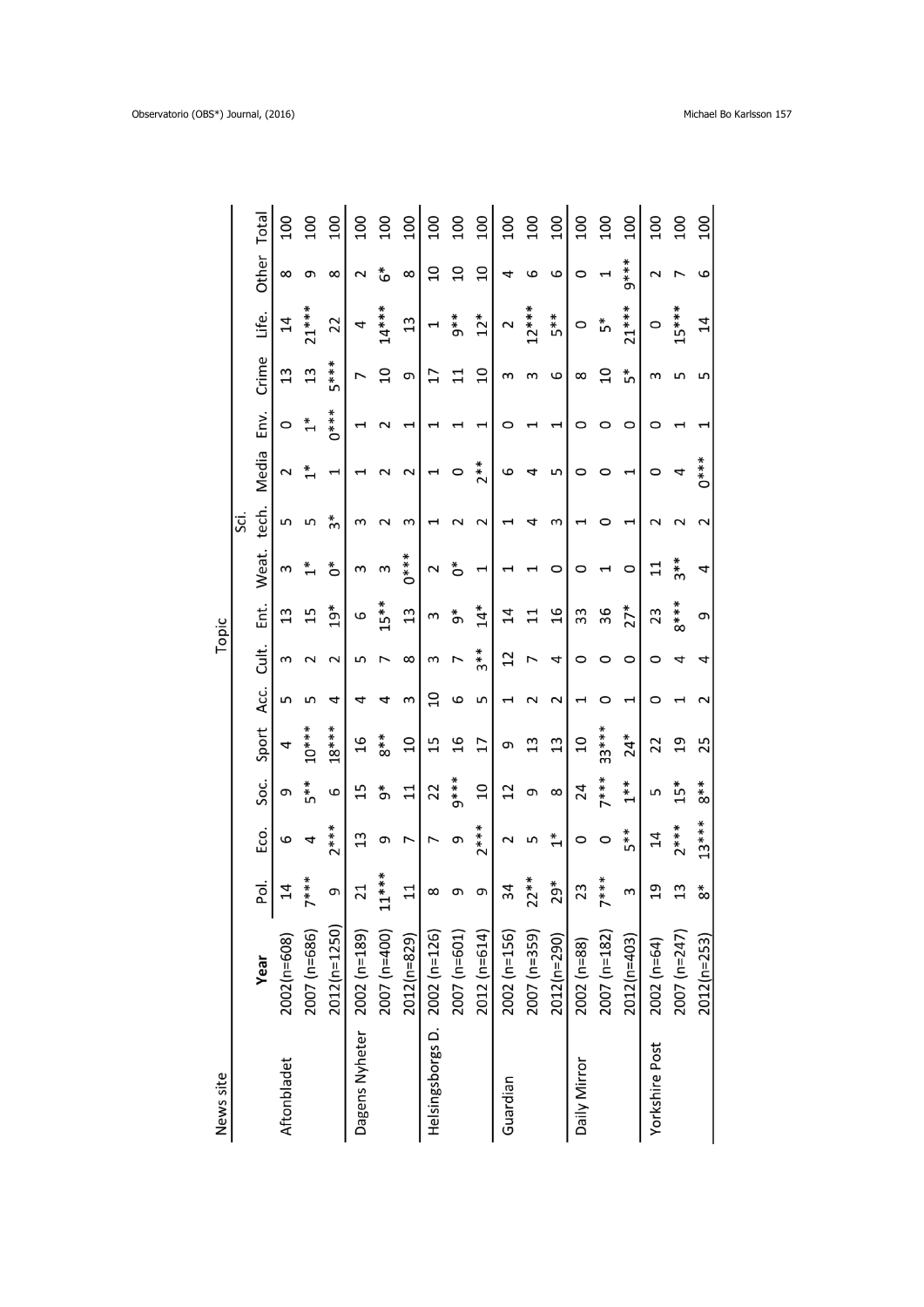| News site | Year | Topic | | | | | | | | | | | | | | | |
|---|---|---|---|---|---|---|---|---|---|---|---|---|---|---|---|---|---|
| | | Pol. | Eco. | Soc. | Sport | Acc. | Cult. | Ent. | Weat. | Sci. tech. | Media | Env. | Crime | Life. | Other | Total |
| Aftonbladet | 2002(n=608) | 14 | 6 | 9 | 4 | 5 | 3 | 13 | 3 | 5 | 2 | 0 | 13 | 14 | 8 | 100 |
| | 2007 (n=686) | 7*** | 4 | 5** | 10*** | 5 | 2 | 15 | 1* | 5 | 1* | 1* | 13 | 21*** | 9 | 100 |
| | 2012(n=1250) | 9 | 2*** | 6 | 18*** | 4 | 2 | 19* | 0* | 3* | 1 | 0*** | 5*** | 22 | 8 | 100 |
| Dagens Nyheter | 2002 (n=189) | 21 | 13 | 15 | 16 | 4 | 5 | 6 | 3 | 3 | 1 | 1 | 7 | 4 | 2 | 100 |
| | 2007 (n=400) | 11*** | 9 | 9* | 8** | 4 | 7 | 15** | 3 | 2 | 2 | 2 | 10 | 14*** | 6* | 100 |
| | 2012(n=829) | 11 | 7 | 11 | 10 | 3 | 8 | 13 | 0*** | 3 | 2 | 1 | 9 | 13 | 8 | 100 |
| Helsingsborgs D. | 2002 (n=126) | 8 | 7 | 22 | 15 | 10 | 3 | 3 | 2 | 1 | 1 | 1 | 17 | 1 | 10 | 100 |
| | 2007 (n=601) | 9 | 9 | 9*** | 16 | 6 | 7 | 9* | 0* | 2 | 0 | 1 | 11 | 9** | 10 | 100 |
| | 2012 (n=614) | 9 | 2*** | 10 | 17 | 5 | 3** | 14* | 1 | 2 | 2** | 1 | 10 | 12* | 10 | 100 |
| Guardian | 2002 (n=156) | 34 | 2 | 12 | 9 | 1 | 12 | 14 | 1 | 1 | 6 | 0 | 3 | 2 | 4 | 100 |
| | 2007 (n=359) | 22** | 5 | 9 | 13 | 2 | 7 | 11 | 1 | 4 | 4 | 1 | 3 | 12*** | 6 | 100 |
| | 2012(n=290) | 29* | 1* | 8 | 13 | 2 | 4 | 16 | 0 | 3 | 5 | 1 | 6 | 5** | 6 | 100 |
| Daily Mirror | 2002 (n=88) | 23 | 0 | 24 | 10 | 1 | 0 | 33 | 0 | 1 | 0 | 0 | 8 | 0 | 0 | 100 |
| | 2007 (n=182) | 7*** | 0 | 7*** | 33*** | 0 | 0 | 36 | 1 | 0 | 0 | 0 | 10 | 5* | 1 | 100 |
| | 2012(n=403) | 3 | 5** | 1** | 24* | 1 | 0 | 27* | 0 | 1 | 1 | 0 | 5* | 21*** | 9*** | 100 |
| Yorkshire Post | 2002 (n=64) | 19 | 14 | 5 | 22 | 0 | 0 | 23 | 11 | 2 | 0 | 0 | 3 | 0 | 2 | 100 |
| | 2007 (n=247) | 13 | 2*** | 15* | 19 | 1 | 4 | 8*** | 3** | 2 | 4 | 1 | 5 | 15*** | 7 | 100 |
| | 2012(n=253) | 8* | 13*** | 8** | 25 | 2 | 4 | 9 | 4 | 2 | 0*** | 1 | 5 | 14 | 6 | 100 |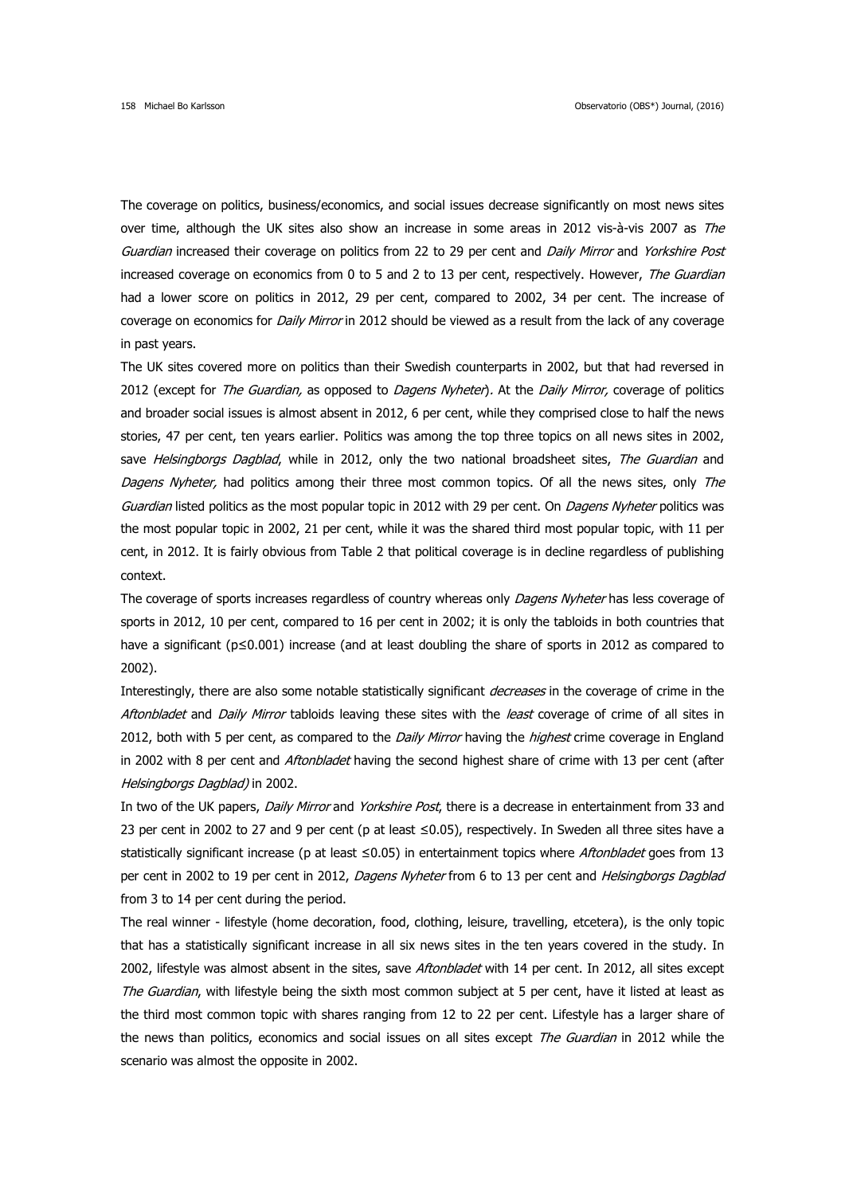The coverage on politics, business/economics, and social issues decrease significantly on most news sites over time, although the UK sites also show an increase in some areas in 2012 vis-à-vis 2007 as *The Guardian* increased their coverage on politics from 22 to 29 per cent and *Daily Mirror* and *Yorkshire Post* increased coverage on economics from 0 to 5 and 2 to 13 per cent, respectively. However, *The Guardian* had a lower score on politics in 2012, 29 per cent, compared to 2002, 34 per cent. The increase of coverage on economics for *Daily Mirror* in 2012 should be viewed as a result from the lack of any coverage in past years.

The UK sites covered more on politics than their Swedish counterparts in 2002, but that had reversed in 2012 (except for *The Guardian,* as opposed to *Dagens Nyheter*). At the *Daily Mirror,* coverage of politics and broader social issues is almost absent in 2012, 6 per cent, while they comprised close to half the news stories, 47 per cent, ten years earlier. Politics was among the top three topics on all news sites in 2002, save *Helsingborgs Dagblad*, while in 2012, only the two national broadsheet sites, *The Guardian* and *Dagens Nyheter,* had politics among their three most common topics. Of all the news sites, only *The Guardian* listed politics as the most popular topic in 2012 with 29 per cent. On *Dagens Nyheter* politics was the most popular topic in 2002, 21 per cent, while it was the shared third most popular topic, with 11 per cent, in 2012. It is fairly obvious from Table 2 that political coverage is in decline regardless of publishing context.

The coverage of sports increases regardless of country whereas only *Dagens Nyheter* has less coverage of sports in 2012, 10 per cent, compared to 16 per cent in 2002; it is only the tabloids in both countries that have a significant ($p \leq 0.001$) increase (and at least doubling the share of sports in 2012 as compared to 2002).

Interestingly, there are also some notable statistically significant *decreases* in the coverage of crime in the *Aftonbladet* and *Daily Mirror* tabloids leaving these sites with the *least* coverage of crime of all sites in 2012, both with 5 per cent, as compared to the *Daily Mirror* having the *highest* crime coverage in England in 2002 with 8 per cent and *Aftonbladet* having the second highest share of crime with 13 per cent (after *Helsingborgs Dagblad)* in 2002.

In two of the UK papers, *Daily Mirror* and *Yorkshire Post*, there is a decrease in entertainment from 33 and 23 per cent in 2002 to 27 and 9 per cent (p at least $\leq 0.05$), respectively. In Sweden all three sites have a statistically significant increase (p at least $\leq 0.05$) in entertainment topics where *Aftonbladet* goes from 13 per cent in 2002 to 19 per cent in 2012, *Dagens Nyheter* from 6 to 13 per cent and *Helsingborgs Dagblad* from 3 to 14 per cent during the period.

The real winner - lifestyle (home decoration, food, clothing, leisure, travelling, etcetera), is the only topic that has a statistically significant increase in all six news sites in the ten years covered in the study. In 2002, lifestyle was almost absent in the sites, save *Aftonbladet* with 14 per cent. In 2012, all sites except *The Guardian*, with lifestyle being the sixth most common subject at 5 per cent, have it listed at least as the third most common topic with shares ranging from 12 to 22 per cent. Lifestyle has a larger share of the news than politics, economics and social issues on all sites except *The Guardian* in 2012 while the scenario was almost the opposite in 2002.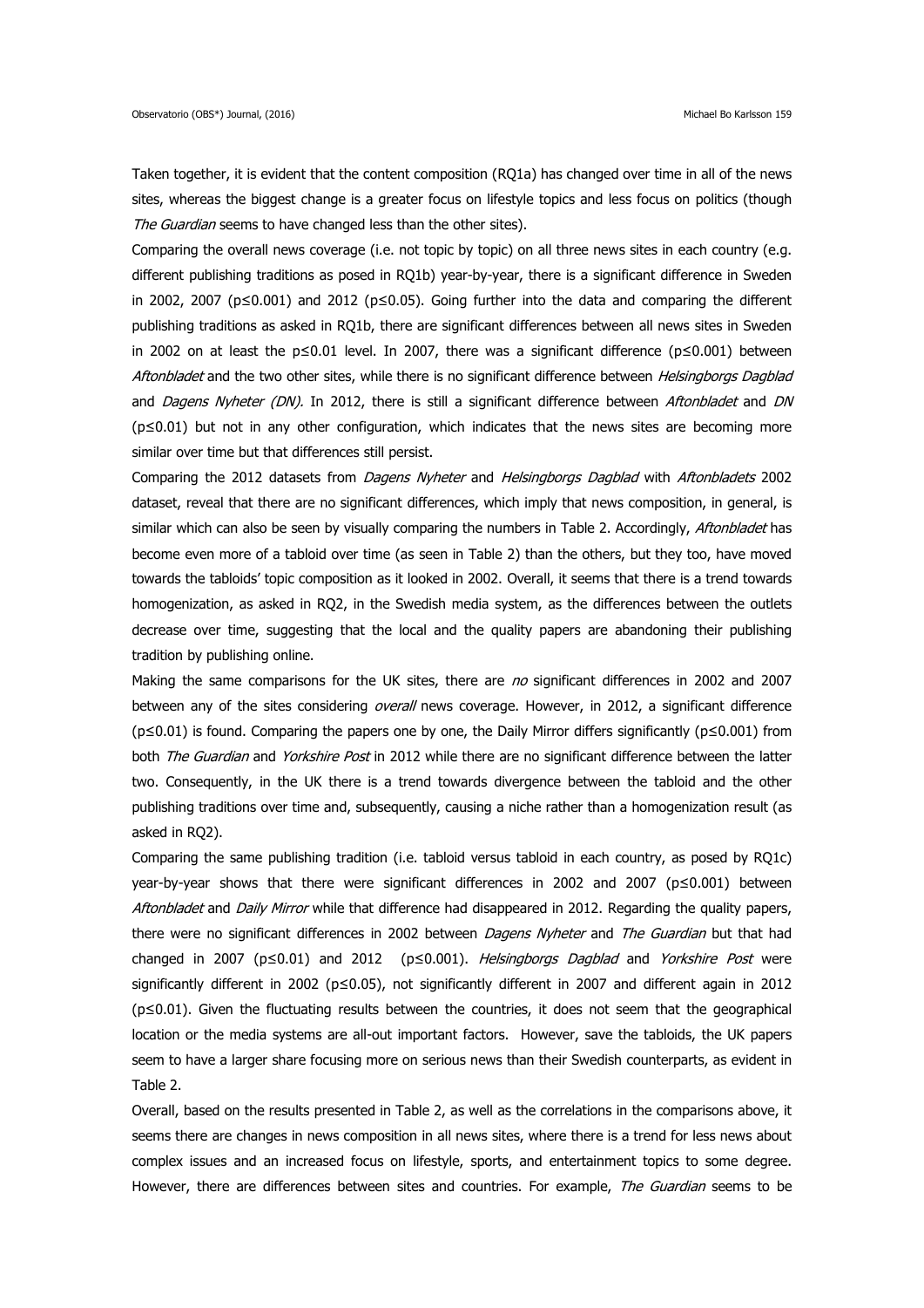Taken together, it is evident that the content composition (RQ1a) has changed over time in all of the news sites, whereas the biggest change is a greater focus on lifestyle topics and less focus on politics (though *The Guardian* seems to have changed less than the other sites).

Comparing the overall news coverage (i.e. not topic by topic) on all three news sites in each country (e.g. different publishing traditions as posed in RQ1b) year-by-year, there is a significant difference in Sweden in 2002, 2007 ($p \leq 0.001$) and 2012 ($p \leq 0.05$). Going further into the data and comparing the different publishing traditions as asked in RQ1b, there are significant differences between all news sites in Sweden in 2002 on at least the $p \leq 0.01$ level. In 2007, there was a significant difference ($p \leq 0.001$) between *Aftonbladet* and the two other sites, while there is no significant difference between *Helsingborgs Dagblad* and *Dagens Nyheter (DN).* In 2012, there is still a significant difference between *Aftonbladet* and *DN* ($p \leq 0.01$) but not in any other configuration, which indicates that the news sites are becoming more similar over time but that differences still persist.

Comparing the 2012 datasets from *Dagens Nyheter* and *Helsingborgs Dagblad* with *Aftonbladets* 2002 dataset, reveal that there are no significant differences, which imply that news composition, in general, is similar which can also be seen by visually comparing the numbers in Table 2. Accordingly, *Aftonbladet* has become even more of a tabloid over time (as seen in Table 2) than the others, but they too, have moved towards the tabloids' topic composition as it looked in 2002. Overall, it seems that there is a trend towards homogenization, as asked in RQ2, in the Swedish media system, as the differences between the outlets decrease over time, suggesting that the local and the quality papers are abandoning their publishing tradition by publishing online.

Making the same comparisons for the UK sites, there are *no* significant differences in 2002 and 2007 between any of the sites considering *overall* news coverage. However, in 2012, a significant difference ($p \leq 0.01$) is found. Comparing the papers one by one, the Daily Mirror differs significantly ($p \leq 0.001$) from both *The Guardian* and *Yorkshire Post* in 2012 while there are no significant difference between the latter two. Consequently, in the UK there is a trend towards divergence between the tabloid and the other publishing traditions over time and, subsequently, causing a niche rather than a homogenization result (as asked in RQ2).

Comparing the same publishing tradition (i.e. tabloid versus tabloid in each country, as posed by RQ1c) year-by-year shows that there were significant differences in 2002 and 2007 ($p \leq 0.001$) between *Aftonbladet* and *Daily Mirror* while that difference had disappeared in 2012. Regarding the quality papers, there were no significant differences in 2002 between *Dagens Nyheter* and *The Guardian* but that had changed in 2007 ($p \leq 0.01$) and 2012 ($p \leq 0.001$). *Helsingborgs Dagblad* and *Yorkshire Post* were significantly different in 2002 ($p \leq 0.05$), not significantly different in 2007 and different again in 2012 ($p \leq 0.01$). Given the fluctuating results between the countries, it does not seem that the geographical location or the media systems are all-out important factors. However, save the tabloids, the UK papers seem to have a larger share focusing more on serious news than their Swedish counterparts, as evident in Table 2.

Overall, based on the results presented in Table 2, as well as the correlations in the comparisons above, it seems there are changes in news composition in all news sites, where there is a trend for less news about complex issues and an increased focus on lifestyle, sports, and entertainment topics to some degree. However, there are differences between sites and countries. For example, *The Guardian* seems to be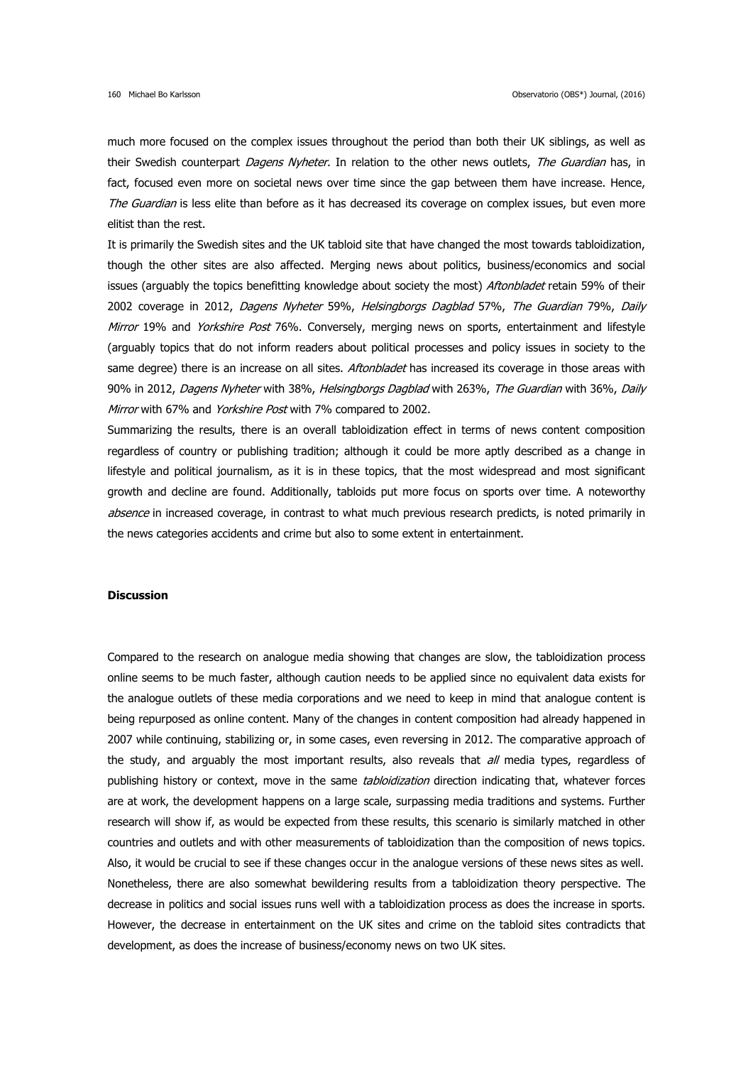much more focused on the complex issues throughout the period than both their UK siblings, as well as their Swedish counterpart *Dagens Nyheter*. In relation to the other news outlets, *The Guardian* has, in fact, focused even more on societal news over time since the gap between them have increase. Hence, *The Guardian* is less elite than before as it has decreased its coverage on complex issues, but even more elitist than the rest.

It is primarily the Swedish sites and the UK tabloid site that have changed the most towards tabloidization, though the other sites are also affected. Merging news about politics, business/economics and social issues (arguably the topics benefitting knowledge about society the most) *Aftonbladet* retain 59% of their 2002 coverage in 2012, *Dagens Nyheter* 59%, *Helsingborgs Dagblad* 57%, *The Guardian* 79%, *Daily Mirror* 19% and *Yorkshire Post* 76%. Conversely, merging news on sports, entertainment and lifestyle (arguably topics that do not inform readers about political processes and policy issues in society to the same degree) there is an increase on all sites. *Aftonbladet* has increased its coverage in those areas with 90% in 2012, *Dagens Nyheter* with 38%, *Helsingborgs Dagblad* with 263%, *The Guardian* with 36%, *Daily Mirror* with 67% and *Yorkshire Post* with 7% compared to 2002.

Summarizing the results, there is an overall tabloidization effect in terms of news content composition regardless of country or publishing tradition; although it could be more aptly described as a change in lifestyle and political journalism, as it is in these topics, that the most widespread and most significant growth and decline are found. Additionally, tabloids put more focus on sports over time. A noteworthy *absence* in increased coverage, in contrast to what much previous research predicts, is noted primarily in the news categories accidents and crime but also to some extent in entertainment.

**Discussion**

Compared to the research on analogue media showing that changes are slow, the tabloidization process online seems to be much faster, although caution needs to be applied since no equivalent data exists for the analogue outlets of these media corporations and we need to keep in mind that analogue content is being repurposed as online content. Many of the changes in content composition had already happened in 2007 while continuing, stabilizing or, in some cases, even reversing in 2012. The comparative approach of the study, and arguably the most important results, also reveals that *all* media types, regardless of publishing history or context, move in the same *tabloidization* direction indicating that, whatever forces are at work, the development happens on a large scale, surpassing media traditions and systems. Further research will show if, as would be expected from these results, this scenario is similarly matched in other countries and outlets and with other measurements of tabloidization than the composition of news topics. Also, it would be crucial to see if these changes occur in the analogue versions of these news sites as well.

Nonetheless, there are also somewhat bewildering results from a tabloidization theory perspective. The decrease in politics and social issues runs well with a tabloidization process as does the increase in sports. However, the decrease in entertainment on the UK sites and crime on the tabloid sites contradicts that development, as does the increase of business/economy news on two UK sites.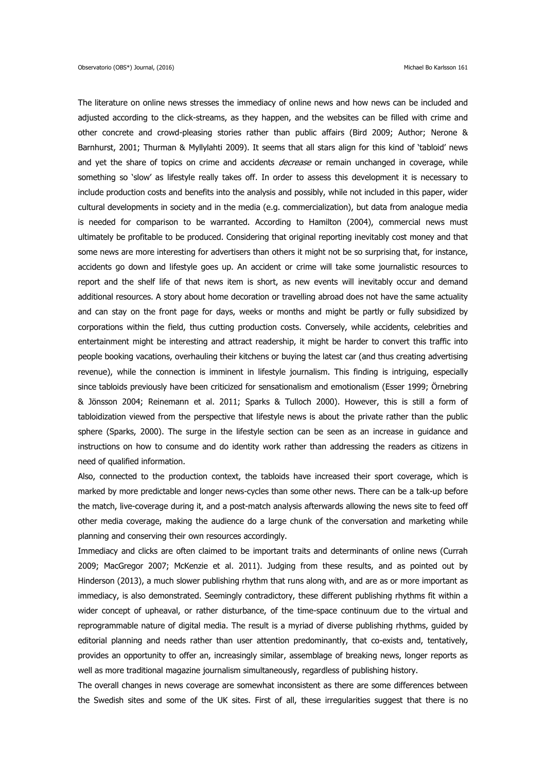The literature on online news stresses the immediacy of online news and how news can be included and adjusted according to the click-streams, as they happen, and the websites can be filled with crime and other concrete and crowd-pleasing stories rather than public affairs (Bird 2009; Author; Nerone & Barnhurst, 2001; Thurman & Myllylahti 2009). It seems that all stars align for this kind of 'tabloid' news and yet the share of topics on crime and accidents *decrease* or remain unchanged in coverage, while something so 'slow' as lifestyle really takes off. In order to assess this development it is necessary to include production costs and benefits into the analysis and possibly, while not included in this paper, wider cultural developments in society and in the media (e.g. commercialization), but data from analogue media is needed for comparison to be warranted. According to Hamilton (2004), commercial news must ultimately be profitable to be produced. Considering that original reporting inevitably cost money and that some news are more interesting for advertisers than others it might not be so surprising that, for instance, accidents go down and lifestyle goes up. An accident or crime will take some journalistic resources to report and the shelf life of that news item is short, as new events will inevitably occur and demand additional resources. A story about home decoration or travelling abroad does not have the same actuality and can stay on the front page for days, weeks or months and might be partly or fully subsidized by corporations within the field, thus cutting production costs. Conversely, while accidents, celebrities and entertainment might be interesting and attract readership, it might be harder to convert this traffic into people booking vacations, overhauling their kitchens or buying the latest car (and thus creating advertising revenue), while the connection is imminent in lifestyle journalism. This finding is intriguing, especially since tabloids previously have been criticized for sensationalism and emotionalism (Esser 1999; Örnebring & Jönsson 2004; Reinemann et al. 2011; Sparks & Tulloch 2000). However, this is still a form of tabloidization viewed from the perspective that lifestyle news is about the private rather than the public sphere (Sparks, 2000). The surge in the lifestyle section can be seen as an increase in guidance and instructions on how to consume and do identity work rather than addressing the readers as citizens in need of qualified information.

Also, connected to the production context, the tabloids have increased their sport coverage, which is marked by more predictable and longer news-cycles than some other news. There can be a talk-up before the match, live-coverage during it, and a post-match analysis afterwards allowing the news site to feed off other media coverage, making the audience do a large chunk of the conversation and marketing while planning and conserving their own resources accordingly.

Immediacy and clicks are often claimed to be important traits and determinants of online news (Currah 2009; MacGregor 2007; McKenzie et al. 2011). Judging from these results, and as pointed out by Hinderson (2013), a much slower publishing rhythm that runs along with, and are as or more important as immediacy, is also demonstrated. Seemingly contradictory, these different publishing rhythms fit within a wider concept of upheaval, or rather disturbance, of the time-space continuum due to the virtual and reprogrammable nature of digital media. The result is a myriad of diverse publishing rhythms, guided by editorial planning and needs rather than user attention predominantly, that co-exists and, tentatively, provides an opportunity to offer an, increasingly similar, assemblage of breaking news, longer reports as well as more traditional magazine journalism simultaneously, regardless of publishing history.

The overall changes in news coverage are somewhat inconsistent as there are some differences between the Swedish sites and some of the UK sites. First of all, these irregularities suggest that there is no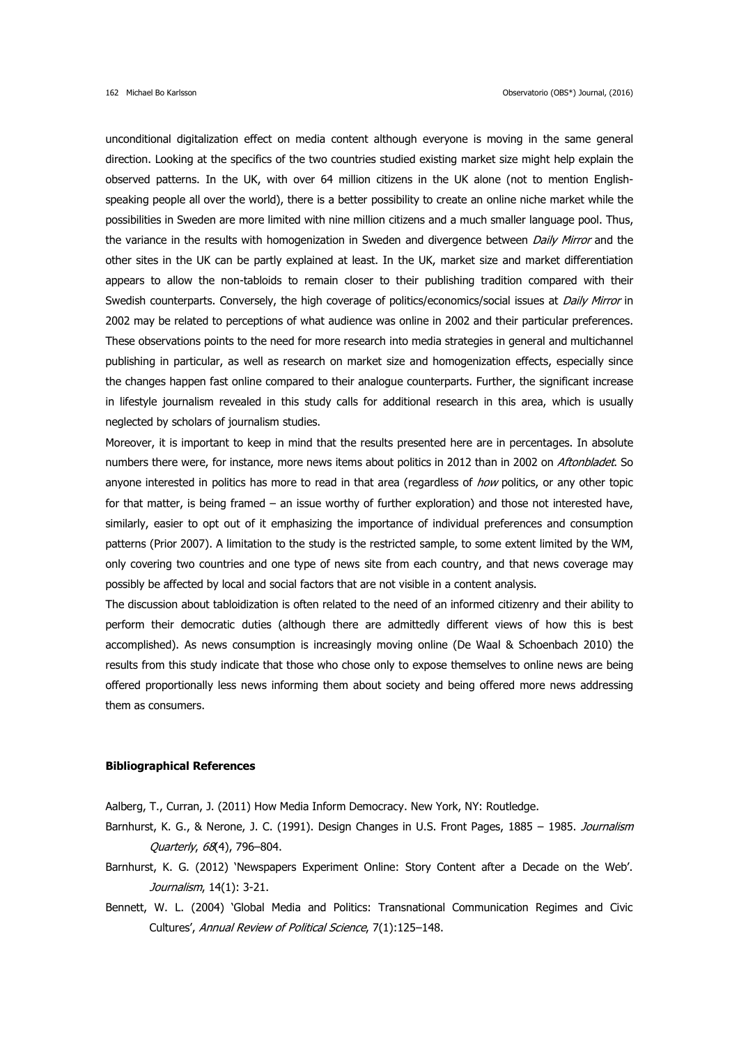unconditional digitalization effect on media content although everyone is moving in the same general direction. Looking at the specifics of the two countries studied existing market size might help explain the observed patterns. In the UK, with over 64 million citizens in the UK alone (not to mention English-speaking people all over the world), there is a better possibility to create an online niche market while the possibilities in Sweden are more limited with nine million citizens and a much smaller language pool. Thus, the variance in the results with homogenization in Sweden and divergence between *Daily Mirror* and the other sites in the UK can be partly explained at least. In the UK, market size and market differentiation appears to allow the non-tabloids to remain closer to their publishing tradition compared with their Swedish counterparts. Conversely, the high coverage of politics/economics/social issues at *Daily Mirror* in 2002 may be related to perceptions of what audience was online in 2002 and their particular preferences. These observations points to the need for more research into media strategies in general and multichannel publishing in particular, as well as research on market size and homogenization effects, especially since the changes happen fast online compared to their analogue counterparts. Further, the significant increase in lifestyle journalism revealed in this study calls for additional research in this area, which is usually neglected by scholars of journalism studies.

Moreover, it is important to keep in mind that the results presented here are in percentages. In absolute numbers there were, for instance, more news items about politics in 2012 than in 2002 on *Aftonbladet*. So anyone interested in politics has more to read in that area (regardless of *how* politics, or any other topic for that matter, is being framed – an issue worthy of further exploration) and those not interested have, similarly, easier to opt out of it emphasizing the importance of individual preferences and consumption patterns (Prior 2007). A limitation to the study is the restricted sample, to some extent limited by the WM, only covering two countries and one type of news site from each country, and that news coverage may possibly be affected by local and social factors that are not visible in a content analysis.

The discussion about tabloidization is often related to the need of an informed citizenry and their ability to perform their democratic duties (although there are admittedly different views of how this is best accomplished). As news consumption is increasingly moving online (De Waal & Schoenbach 2010) the results from this study indicate that those who chose only to expose themselves to online news are being offered proportionally less news informing them about society and being offered more news addressing them as consumers.

**Bibliographical References**

Aalberg, T., Curran, J. (2011) How Media Inform Democracy. New York, NY: Routledge.

Barnhurst, K. G., & Nerone, J. C. (1991). Design Changes in U.S. Front Pages, 1885 – 1985. *Journalism Quarterly*, *68*(4), 796–804.

Barnhurst, K. G. (2012) 'Newspapers Experiment Online: Story Content after a Decade on the Web'. *Journalism*, 14(1): 3-21.

Bennett, W. L. (2004) 'Global Media and Politics: Transnational Communication Regimes and Civic Cultures', *Annual Review of Political Science*, 7(1):125–148.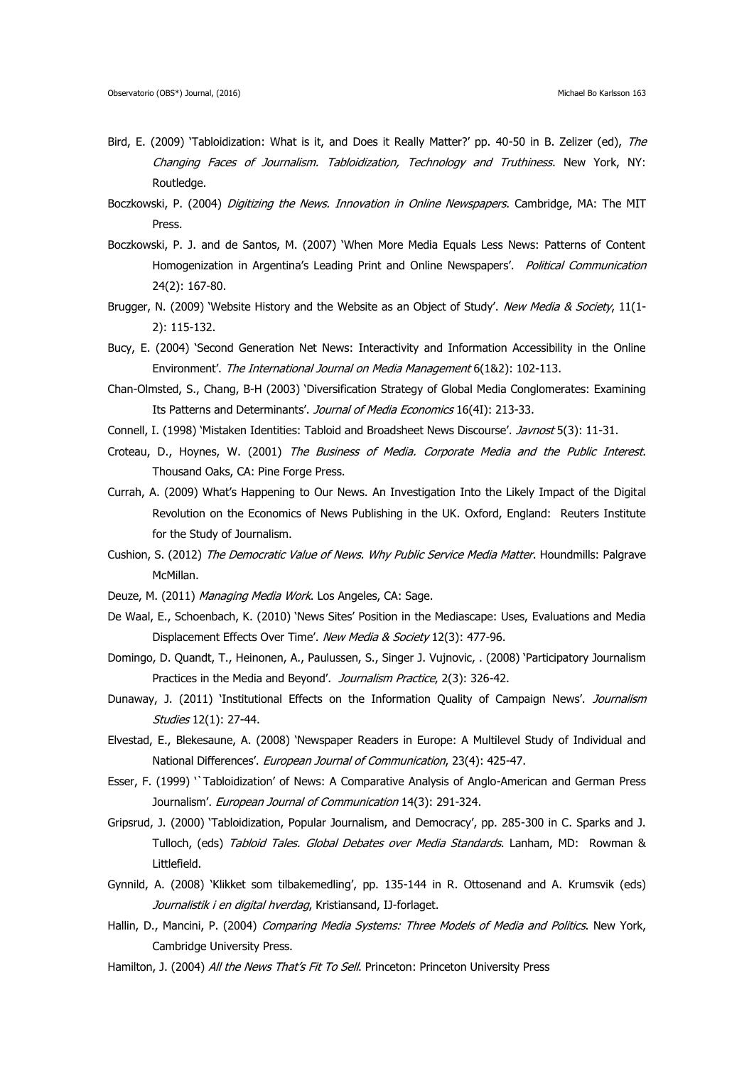Bird, E. (2009) 'Tabloidization: What is it, and Does it Really Matter?' pp. 40-50 in B. Zelizer (ed), *The Changing Faces of Journalism. Tabloidization, Technology and Truthiness*. New York, NY: Routledge.

Boczkowski, P. (2004) *Digitizing the News. Innovation in Online Newspapers*. Cambridge, MA: The MIT Press.

Boczkowski, P. J. and de Santos, M. (2007) 'When More Media Equals Less News: Patterns of Content Homogenization in Argentina's Leading Print and Online Newspapers'. *Political Communication* 24(2): 167-80.

Brugger, N. (2009) 'Website History and the Website as an Object of Study'. *New Media & Society*, 11(1-2): 115-132.

Bucy, E. (2004) 'Second Generation Net News: Interactivity and Information Accessibility in the Online Environment'. *The International Journal on Media Management* 6(1&2): 102-113.

Chan-Olmsted, S., Chang, B-H (2003) 'Diversification Strategy of Global Media Conglomerates: Examining Its Patterns and Determinants'. *Journal of Media Economics* 16(4I): 213-33.

Connell, I. (1998) 'Mistaken Identities: Tabloid and Broadsheet News Discourse'. *Javnost* 5(3): 11-31.

Croteau, D., Hoynes, W. (2001) *The Business of Media. Corporate Media and the Public Interest*. Thousand Oaks, CA: Pine Forge Press.

Currah, A. (2009) What's Happening to Our News. An Investigation Into the Likely Impact of the Digital Revolution on the Economics of News Publishing in the UK. Oxford, England: Reuters Institute for the Study of Journalism.

Cushion, S. (2012) *The Democratic Value of News. Why Public Service Media Matter*. Houndmills: Palgrave McMillan.

Deuze, M. (2011) *Managing Media Work*. Los Angeles, CA: Sage.

De Waal, E., Schoenbach, K. (2010) 'News Sites' Position in the Mediascape: Uses, Evaluations and Media Displacement Effects Over Time'. *New Media & Society* 12(3): 477-96.

Domingo, D. Quandt, T., Heinonen, A., Paulussen, S., Singer J. Vujnovic, . (2008) 'Participatory Journalism Practices in the Media and Beyond'. *Journalism Practice*, 2(3): 326-42.

Dunaway, J. (2011) 'Institutional Effects on the Information Quality of Campaign News'. *Journalism Studies* 12(1): 27-44.

Elvestad, E., Blekesaune, A. (2008) 'Newspaper Readers in Europe: A Multilevel Study of Individual and National Differences'. *European Journal of Communication*, 23(4): 425-47.

Esser, F. (1999) ``Tabloidization' of News: A Comparative Analysis of Anglo-American and German Press Journalism'. *European Journal of Communication* 14(3): 291-324.

Gripsrud, J. (2000) 'Tabloidization, Popular Journalism, and Democracy', pp. 285-300 in C. Sparks and J. Tulloch, (eds) *Tabloid Tales. Global Debates over Media Standards*. Lanham, MD: Rowman & Littlefield.

Gynnild, A. (2008) 'Klikket som tilbakemedling', pp. 135-144 in R. Ottosenand and A. Krumsvik (eds) *Journalistik i en digital hverdag*, Kristiansand, IJ-forlaget.

Hallin, D., Mancini, P. (2004) *Comparing Media Systems: Three Models of Media and Politics*. New York, Cambridge University Press.

Hamilton, J. (2004) *All the News That's Fit To Sell*. Princeton: Princeton University Press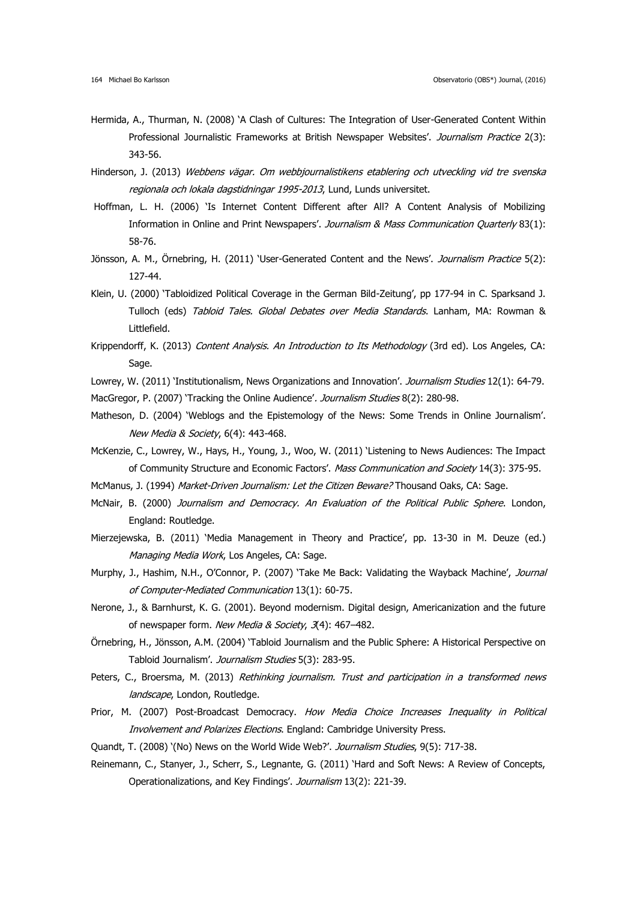Hermida, A., Thurman, N. (2008) 'A Clash of Cultures: The Integration of User-Generated Content Within Professional Journalistic Frameworks at British Newspaper Websites'. *Journalism Practice* 2(3): 343-56.

Hinderson, J. (2013) *Webbens vägar. Om webbjournalistikens etablering och utveckling vid tre svenska regionala och lokala dagstidningar 1995-2013*, Lund, Lunds universitet.

Hoffman, L. H. (2006) 'Is Internet Content Different after All? A Content Analysis of Mobilizing Information in Online and Print Newspapers'. *Journalism & Mass Communication Quarterly* 83(1): 58-76.

Jönsson, A. M., Örnebring, H. (2011) 'User-Generated Content and the News'. *Journalism Practice* 5(2): 127-44.

Klein, U. (2000) 'Tabloidized Political Coverage in the German Bild-Zeitung', pp 177-94 in C. Sparksand J. Tulloch (eds) *Tabloid Tales. Global Debates over Media Standards*. Lanham, MA: Rowman & Littlefield.

Krippendorff, K. (2013) *Content Analysis. An Introduction to Its Methodology* (3rd ed). Los Angeles, CA: Sage.

Lowrey, W. (2011) 'Institutionalism, News Organizations and Innovation'. *Journalism Studies* 12(1): 64-79.

MacGregor, P. (2007) 'Tracking the Online Audience'. *Journalism Studies* 8(2): 280-98.

Matheson, D. (2004) 'Weblogs and the Epistemology of the News: Some Trends in Online Journalism'. *New Media & Society*, 6(4): 443-468.

McKenzie, C., Lowrey, W., Hays, H., Young, J., Woo, W. (2011) 'Listening to News Audiences: The Impact of Community Structure and Economic Factors'. *Mass Communication and Society* 14(3): 375-95.

McManus, J. (1994) *Market-Driven Journalism: Let the Citizen Beware?* Thousand Oaks, CA: Sage.

McNair, B. (2000) *Journalism and Democracy. An Evaluation of the Political Public Sphere*. London, England: Routledge.

Mierzejewska, B. (2011) 'Media Management in Theory and Practice', pp. 13-30 in M. Deuze (ed.) *Managing Media Work*, Los Angeles, CA: Sage.

Murphy, J., Hashim, N.H., O'Connor, P. (2007) 'Take Me Back: Validating the Wayback Machine', *Journal of Computer-Mediated Communication* 13(1): 60-75.

Nerone, J., & Barnhurst, K. G. (2001). Beyond modernism. Digital design, Americanization and the future of newspaper form. *New Media & Society*, *3*(4): 467–482.

Örnebring, H., Jönsson, A.M. (2004) 'Tabloid Journalism and the Public Sphere: A Historical Perspective on Tabloid Journalism'. *Journalism Studies* 5(3): 283-95.

Peters, C., Broersma, M. (2013) *Rethinking journalism. Trust and participation in a transformed news landscape*, London, Routledge.

Prior, M. (2007) Post-Broadcast Democracy. *How Media Choice Increases Inequality in Political Involvement and Polarizes Elections*. England: Cambridge University Press.

Quandt, T. (2008) '(No) News on the World Wide Web?'. *Journalism Studies*, 9(5): 717-38.

Reinemann, C., Stanyer, J., Scherr, S., Legnante, G. (2011) 'Hard and Soft News: A Review of Concepts, Operationalizations, and Key Findings'. *Journalism* 13(2): 221-39.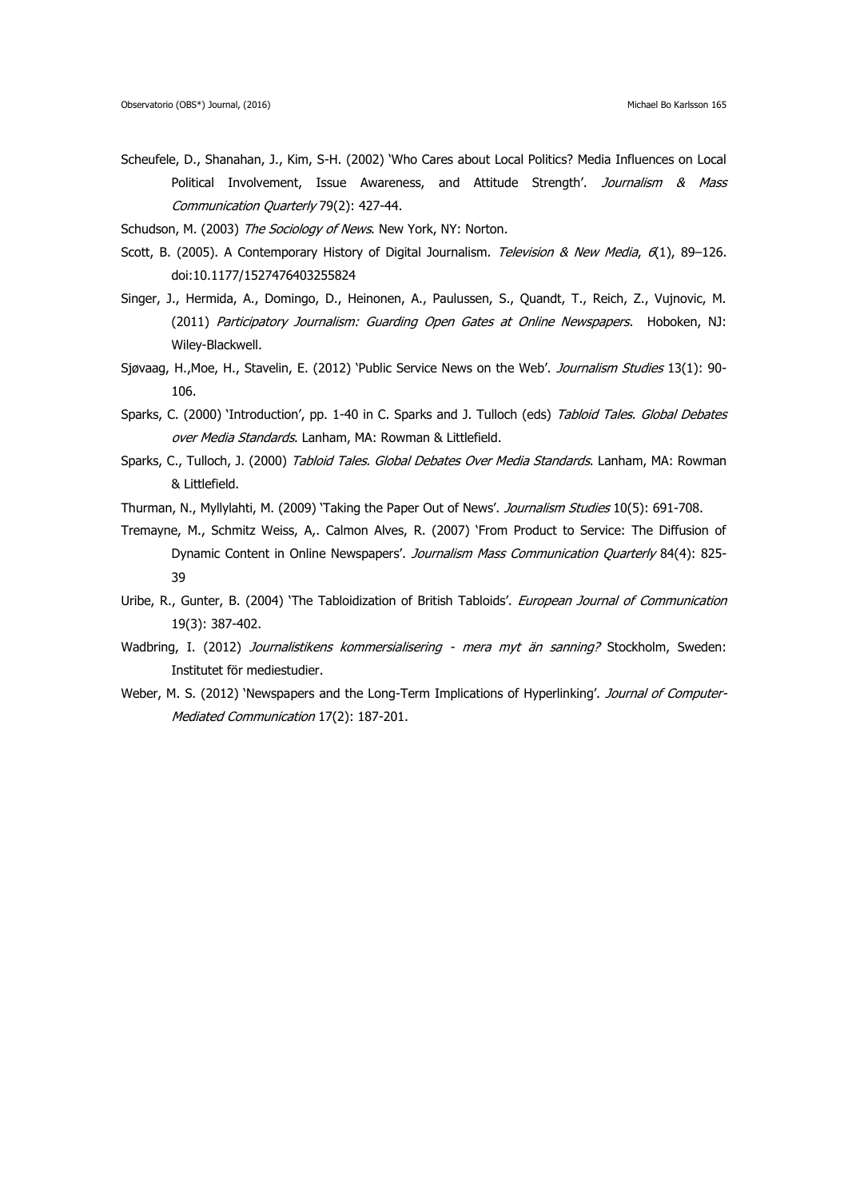Scheufele, D., Shanahan, J., Kim, S-H. (2002) 'Who Cares about Local Politics? Media Influences on Local Political Involvement, Issue Awareness, and Attitude Strength'. *Journalism & Mass Communication Quarterly* 79(2): 427-44.

Schudson, M. (2003) *The Sociology of News*. New York, NY: Norton.

Scott, B. (2005). A Contemporary History of Digital Journalism. *Television & New Media*, *6*(1), 89–126. doi:10.1177/1527476403255824

Singer, J., Hermida, A., Domingo, D., Heinonen, A., Paulussen, S., Quandt, T., Reich, Z., Vujnovic, M. (2011) *Participatory Journalism: Guarding Open Gates at Online Newspapers*. Hoboken, NJ: Wiley-Blackwell.

Sjøvaag, H.,Moe, H., Stavelin, E. (2012) 'Public Service News on the Web'. *Journalism Studies* 13(1): 90-106.

Sparks, C. (2000) 'Introduction', pp. 1-40 in C. Sparks and J. Tulloch (eds) *Tabloid Tales. Global Debates over Media Standards*. Lanham, MA: Rowman & Littlefield.

Sparks, C., Tulloch, J. (2000) *Tabloid Tales. Global Debates Over Media Standards*. Lanham, MA: Rowman & Littlefield.

Thurman, N., Myllylahti, M. (2009) 'Taking the Paper Out of News'. *Journalism Studies* 10(5): 691-708.

Tremayne, M., Schmitz Weiss, A,. Calmon Alves, R. (2007) 'From Product to Service: The Diffusion of Dynamic Content in Online Newspapers'. *Journalism Mass Communication Quarterly* 84(4): 825-39

Uribe, R., Gunter, B. (2004) 'The Tabloidization of British Tabloids'. *European Journal of Communication* 19(3): 387-402.

Wadbring, I. (2012) *Journalistikens kommersialisering - mera myt än sanning?* Stockholm, Sweden: Institutet för mediestudier.

Weber, M. S. (2012) 'Newspapers and the Long-Term Implications of Hyperlinking'. *Journal of Computer-Mediated Communication* 17(2): 187-201.